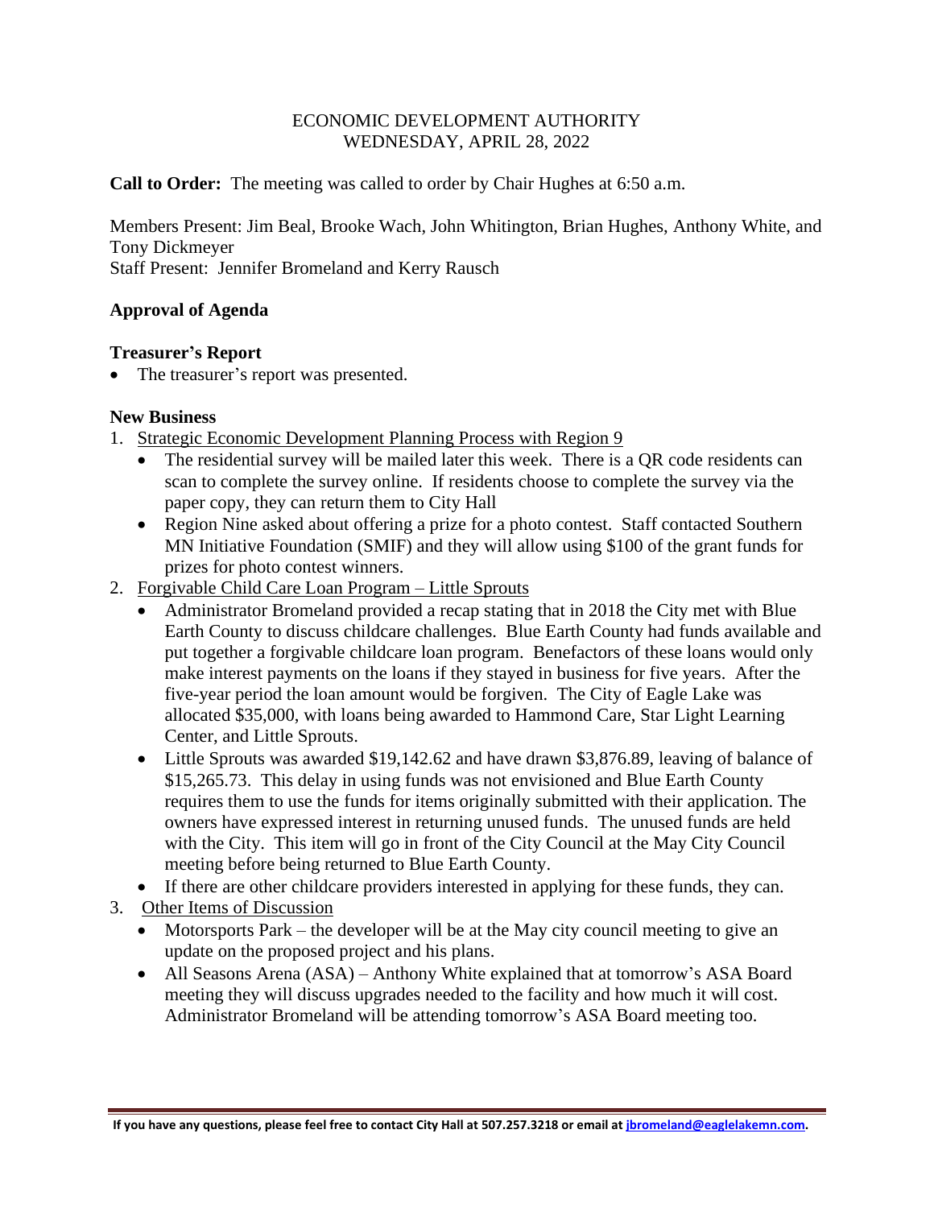# ECONOMIC DEVELOPMENT AUTHORITY
## WEDNESDAY, APRIL 28, 2022

**Call to Order:** The meeting was called to order by Chair Hughes at 6:50 a.m.

Members Present: Jim Beal, Brooke Wach, John Whitington, Brian Hughes, Anthony White, and Tony Dickmeyer
Staff Present: Jennifer Bromeland and Kerry Rausch

**Approval of Agenda**

**Treasurer's Report**

- The treasurer's report was presented.

**New Business**

1. Strategic Economic Development Planning Process with Region 9
   - The residential survey will be mailed later this week. There is a QR code residents can scan to complete the survey online. If residents choose to complete the survey via the paper copy, they can return them to City Hall
   - Region Nine asked about offering a prize for a photo contest. Staff contacted Southern MN Initiative Foundation (SMIF) and they will allow using $100 of the grant funds for prizes for photo contest winners.
2. Forgivable Child Care Loan Program – Little Sprouts
   - Administrator Bromeland provided a recap stating that in 2018 the City met with Blue Earth County to discuss childcare challenges. Blue Earth County had funds available and put together a forgivable childcare loan program. Benefactors of these loans would only make interest payments on the loans if they stayed in business for five years. After the five-year period the loan amount would be forgiven. The City of Eagle Lake was allocated $35,000, with loans being awarded to Hammond Care, Star Light Learning Center, and Little Sprouts.
   - Little Sprouts was awarded $19,142.62 and have drawn $3,876.89, leaving of balance of $15,265.73. This delay in using funds was not envisioned and Blue Earth County requires them to use the funds for items originally submitted with their application. The owners have expressed interest in returning unused funds. The unused funds are held with the City. This item will go in front of the City Council at the May City Council meeting before being returned to Blue Earth County.
   - If there are other childcare providers interested in applying for these funds, they can.
3. Other Items of Discussion
   - Motorsports Park – the developer will be at the May city council meeting to give an update on the proposed project and his plans.
   - All Seasons Arena (ASA) – Anthony White explained that at tomorrow's ASA Board meeting they will discuss upgrades needed to the facility and how much it will cost. Administrator Bromeland will be attending tomorrow's ASA Board meeting too.

**If you have any questions, please feel free to contact City Hall at 507.257.3218 or email at jbromeland@eaglelakemn.com.**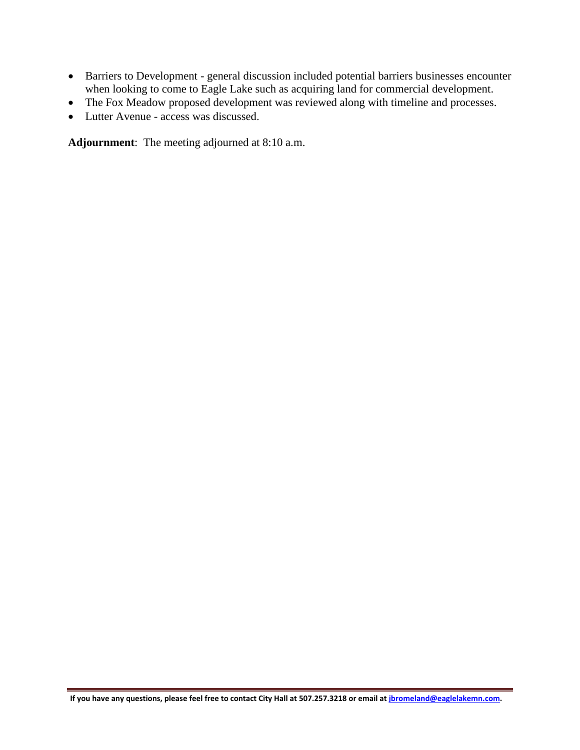- Barriers to Development - general discussion included potential barriers businesses encounter when looking to come to Eagle Lake such as acquiring land for commercial development.
- The Fox Meadow proposed development was reviewed along with timeline and processes.
- Lutter Avenue - access was discussed.

**Adjournment**: The meeting adjourned at 8:10 a.m.